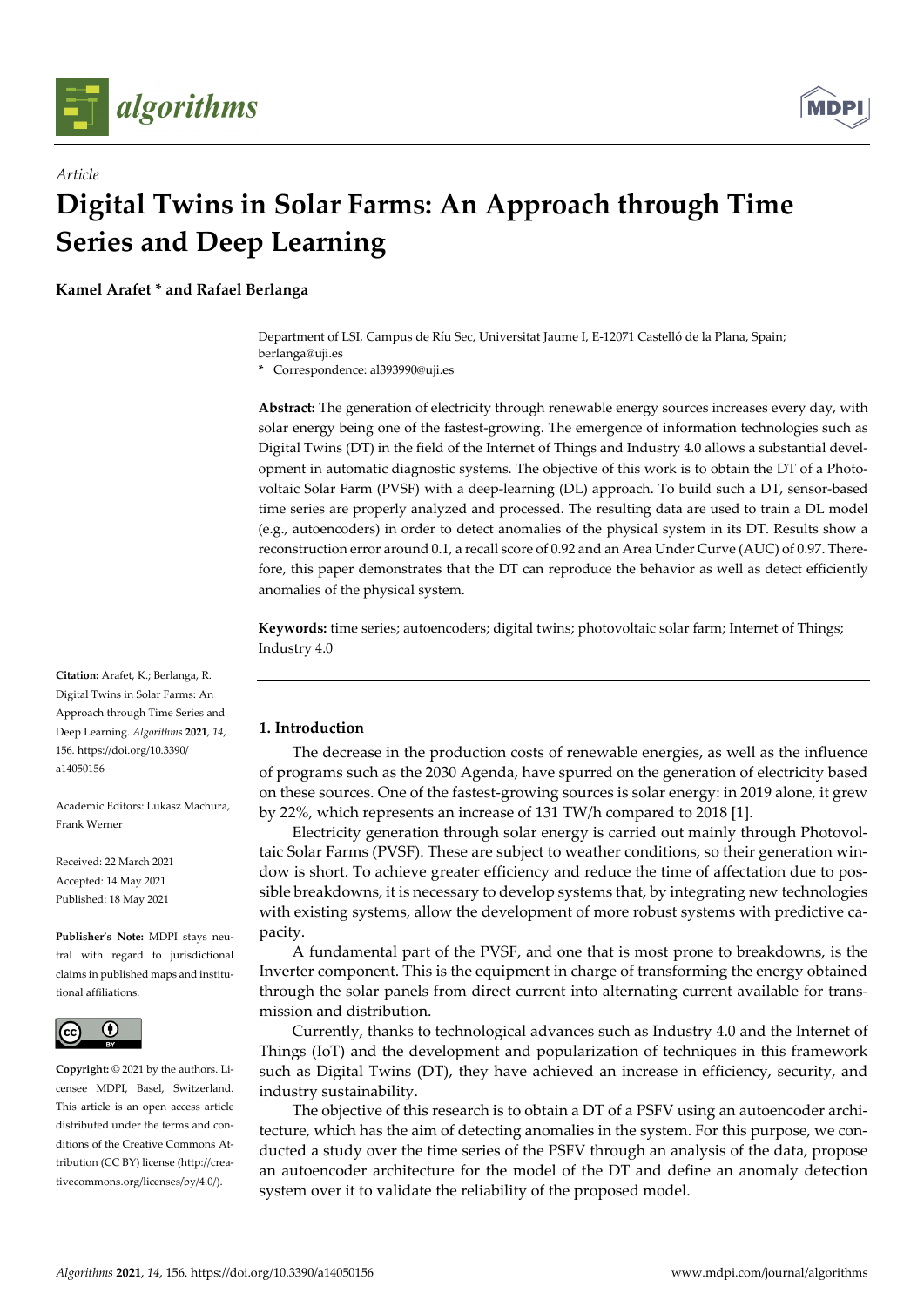Article

# Digital Twins in Solar Farms: An Approach through Time Series and Deep Learning

**Kamel Arafet * and Rafael Berlanga**

Department of LSI, Campus de Ríu Sec, Universitat Jaume I, E-12071 Castelló de la Plana, Spain; berlanga@uji.es
* Correspondence: al393990@uji.es

**Abstract:** The generation of electricity through renewable energy sources increases every day, with solar energy being one of the fastest-growing. The emergence of information technologies such as Digital Twins (DT) in the field of the Internet of Things and Industry 4.0 allows a substantial development in automatic diagnostic systems. The objective of this work is to obtain the DT of a Photovoltaic Solar Farm (PVSF) with a deep-learning (DL) approach. To build such a DT, sensor-based time series are properly analyzed and processed. The resulting data are used to train a DL model (e.g., autoencoders) in order to detect anomalies of the physical system in its DT. Results show a reconstruction error around 0.1, a recall score of 0.92 and an Area Under Curve (AUC) of 0.97. Therefore, this paper demonstrates that the DT can reproduce the behavior as well as detect efficiently anomalies of the physical system.

**Keywords:** time series; autoencoders; digital twins; photovoltaic solar farm; Internet of Things; Industry 4.0

**Citation:** Arafet, K.; Berlanga, R. Digital Twins in Solar Farms: An Approach through Time Series and Deep Learning. *Algorithms* **2021**, *14*, 156. https://doi.org/10.3390/a14050156

Academic Editors: Lukasz Machura, Frank Werner

Received: 22 March 2021
Accepted: 14 May 2021
Published: 18 May 2021

**Publisher's Note:** MDPI stays neutral with regard to jurisdictional claims in published maps and institutional affiliations.

**Copyright:** © 2021 by the authors. Licensee MDPI, Basel, Switzerland. This article is an open access article distributed under the terms and conditions of the Creative Commons Attribution (CC BY) license (http://creativecommons.org/licenses/by/4.0/).

## 1. Introduction

The decrease in the production costs of renewable energies, as well as the influence of programs such as the 2030 Agenda, have spurred on the generation of electricity based on these sources. One of the fastest-growing sources is solar energy: in 2019 alone, it grew by 22%, which represents an increase of 131 TW/h compared to 2018 [1].

Electricity generation through solar energy is carried out mainly through Photovoltaic Solar Farms (PVSF). These are subject to weather conditions, so their generation window is short. To achieve greater efficiency and reduce the time of affectation due to possible breakdowns, it is necessary to develop systems that, by integrating new technologies with existing systems, allow the development of more robust systems with predictive capacity.

A fundamental part of the PVSF, and one that is most prone to breakdowns, is the Inverter component. This is the equipment in charge of transforming the energy obtained through the solar panels from direct current into alternating current available for transmission and distribution.

Currently, thanks to technological advances such as Industry 4.0 and the Internet of Things (IoT) and the development and popularization of techniques in this framework such as Digital Twins (DT), they have achieved an increase in efficiency, security, and industry sustainability.

The objective of this research is to obtain a DT of a PSFV using an autoencoder architecture, which has the aim of detecting anomalies in the system. For this purpose, we conducted a study over the time series of the PSFV through an analysis of the data, propose an autoencoder architecture for the model of the DT and define an anomaly detection system over it to validate the reliability of the proposed model.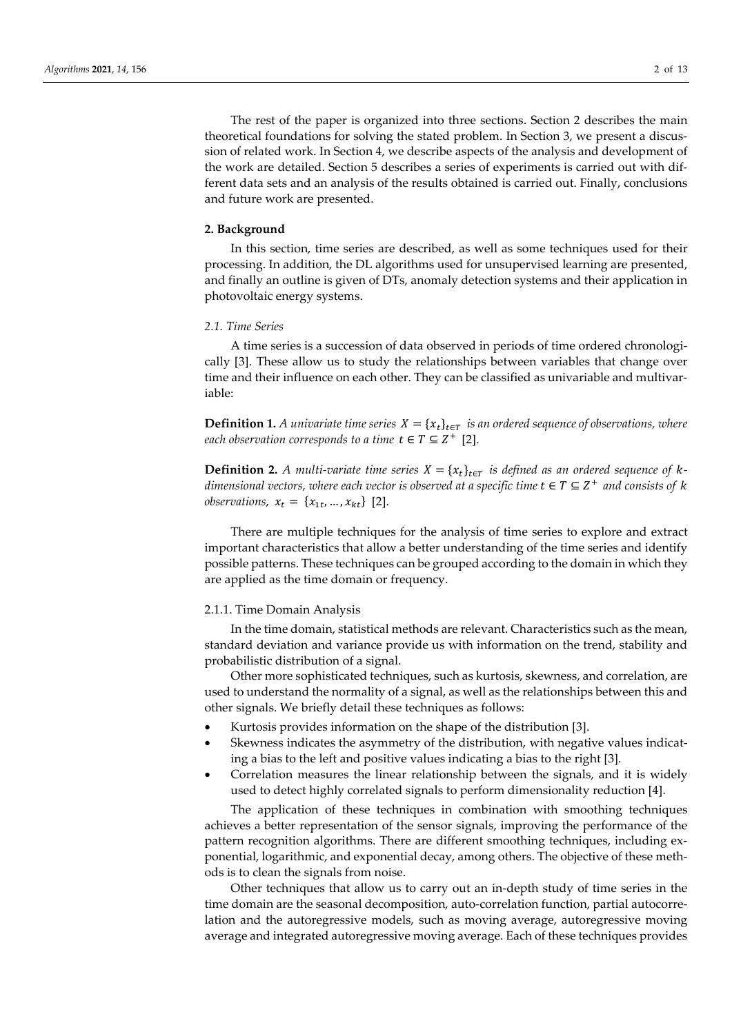The rest of the paper is organized into three sections. Section 2 describes the main theoretical foundations for solving the stated problem. In Section 3, we present a discussion of related work. In Section 4, we describe aspects of the analysis and development of the work are detailed. Section 5 describes a series of experiments is carried out with different data sets and an analysis of the results obtained is carried out. Finally, conclusions and future work are presented.

## 2. Background

In this section, time series are described, as well as some techniques used for their processing. In addition, the DL algorithms used for unsupervised learning are presented, and finally an outline is given of DTs, anomaly detection systems and their application in photovoltaic energy systems.

### 2.1. Time Series

A time series is a succession of data observed in periods of time ordered chronologically [3]. These allow us to study the relationships between variables that change over time and their influence on each other. They can be classified as univariable and multivariable:

**Definition 1.** *A univariate time series* $X = \{x_t\}_{t \in T}$ *is an ordered sequence of observations, where each observation corresponds to a time* $t \in T \subseteq Z^+$ [2].

**Definition 2.** *A multi-variate time series* $X = \{x_t\}_{t \in T}$ *is defined as an ordered sequence of* $k$*-dimensional vectors, where each vector is observed at a specific time* $t \in T \subseteq Z^+$ *and consists of* $k$ *observations,* $x_t = \{x_{1t}, \ldots, x_{kt}\}$ [2].

There are multiple techniques for the analysis of time series to explore and extract important characteristics that allow a better understanding of the time series and identify possible patterns. These techniques can be grouped according to the domain in which they are applied as the time domain or frequency.

#### 2.1.1. Time Domain Analysis

In the time domain, statistical methods are relevant. Characteristics such as the mean, standard deviation and variance provide us with information on the trend, stability and probabilistic distribution of a signal.

Other more sophisticated techniques, such as kurtosis, skewness, and correlation, are used to understand the normality of a signal, as well as the relationships between this and other signals. We briefly detail these techniques as follows:

- Kurtosis provides information on the shape of the distribution [3].
- Skewness indicates the asymmetry of the distribution, with negative values indicating a bias to the left and positive values indicating a bias to the right [3].
- Correlation measures the linear relationship between the signals, and it is widely used to detect highly correlated signals to perform dimensionality reduction [4].

The application of these techniques in combination with smoothing techniques achieves a better representation of the sensor signals, improving the performance of the pattern recognition algorithms. There are different smoothing techniques, including exponential, logarithmic, and exponential decay, among others. The objective of these methods is to clean the signals from noise.

Other techniques that allow us to carry out an in-depth study of time series in the time domain are the seasonal decomposition, auto-correlation function, partial autocorrelation and the autoregressive models, such as moving average, autoregressive moving average and integrated autoregressive moving average. Each of these techniques provides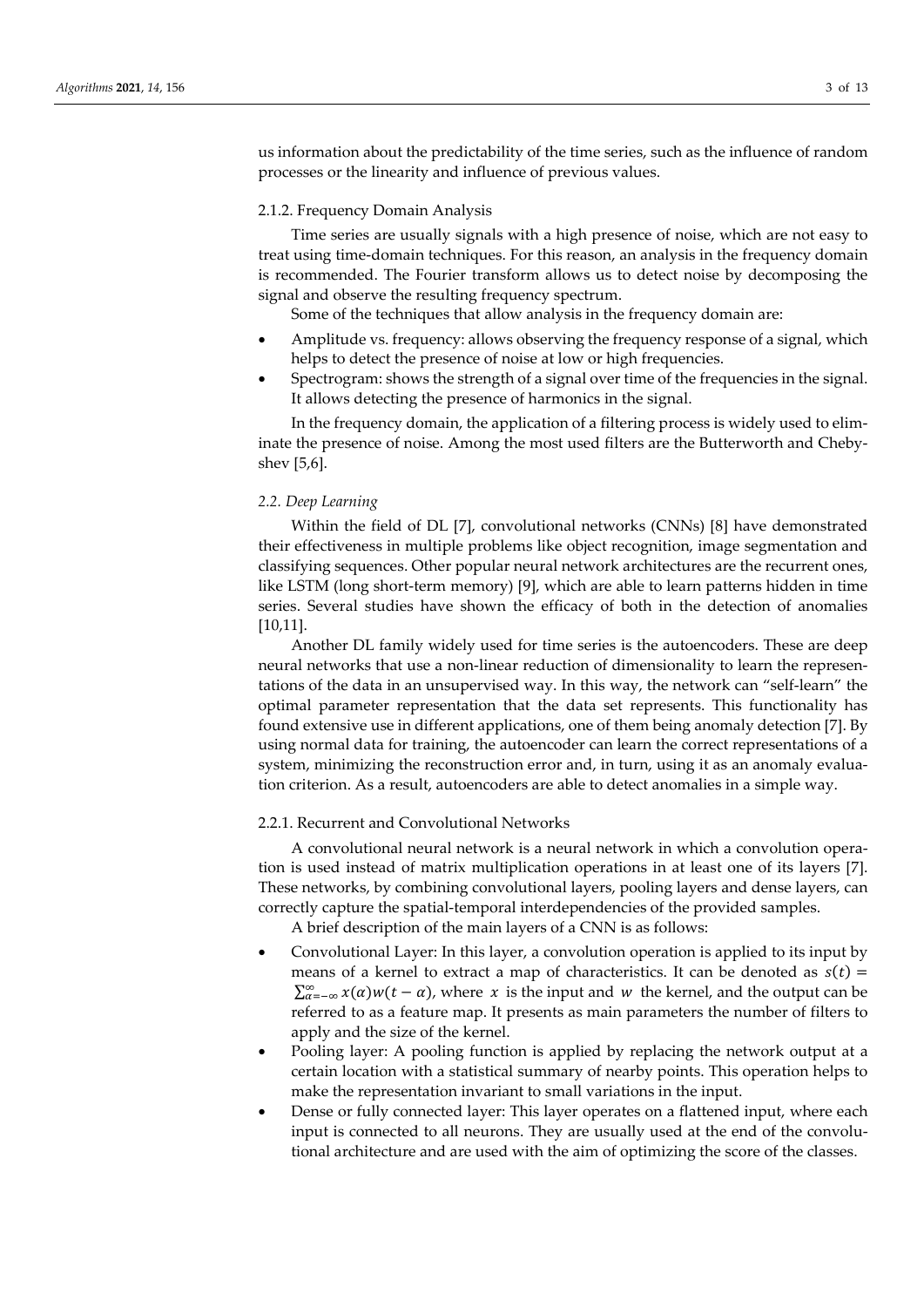us information about the predictability of the time series, such as the influence of random processes or the linearity and influence of previous values.

#### 2.1.2. Frequency Domain Analysis

Time series are usually signals with a high presence of noise, which are not easy to treat using time-domain techniques. For this reason, an analysis in the frequency domain is recommended. The Fourier transform allows us to detect noise by decomposing the signal and observe the resulting frequency spectrum.

Some of the techniques that allow analysis in the frequency domain are:

- Amplitude vs. frequency: allows observing the frequency response of a signal, which helps to detect the presence of noise at low or high frequencies.
- Spectrogram: shows the strength of a signal over time of the frequencies in the signal. It allows detecting the presence of harmonics in the signal.

In the frequency domain, the application of a filtering process is widely used to eliminate the presence of noise. Among the most used filters are the Butterworth and Chebyshev [5,6].

### *2.2. Deep Learning*

Within the field of DL [7], convolutional networks (CNNs) [8] have demonstrated their effectiveness in multiple problems like object recognition, image segmentation and classifying sequences. Other popular neural network architectures are the recurrent ones, like LSTM (long short-term memory) [9], which are able to learn patterns hidden in time series. Several studies have shown the efficacy of both in the detection of anomalies [10,11].

Another DL family widely used for time series is the autoencoders. These are deep neural networks that use a non-linear reduction of dimensionality to learn the representations of the data in an unsupervised way. In this way, the network can "self-learn" the optimal parameter representation that the data set represents. This functionality has found extensive use in different applications, one of them being anomaly detection [7]. By using normal data for training, the autoencoder can learn the correct representations of a system, minimizing the reconstruction error and, in turn, using it as an anomaly evaluation criterion. As a result, autoencoders are able to detect anomalies in a simple way.

#### 2.2.1. Recurrent and Convolutional Networks

A convolutional neural network is a neural network in which a convolution operation is used instead of matrix multiplication operations in at least one of its layers [7]. These networks, by combining convolutional layers, pooling layers and dense layers, can correctly capture the spatial-temporal interdependencies of the provided samples.

A brief description of the main layers of a CNN is as follows:

- Convolutional Layer: In this layer, a convolution operation is applied to its input by means of a kernel to extract a map of characteristics. It can be denoted as $s(t) = \sum_{\alpha=-\infty}^{\infty} x(\alpha)w(t-\alpha)$, where $x$ is the input and $w$ the kernel, and the output can be referred to as a feature map. It presents as main parameters the number of filters to apply and the size of the kernel.
- Pooling layer: A pooling function is applied by replacing the network output at a certain location with a statistical summary of nearby points. This operation helps to make the representation invariant to small variations in the input.
- Dense or fully connected layer: This layer operates on a flattened input, where each input is connected to all neurons. They are usually used at the end of the convolutional architecture and are used with the aim of optimizing the score of the classes.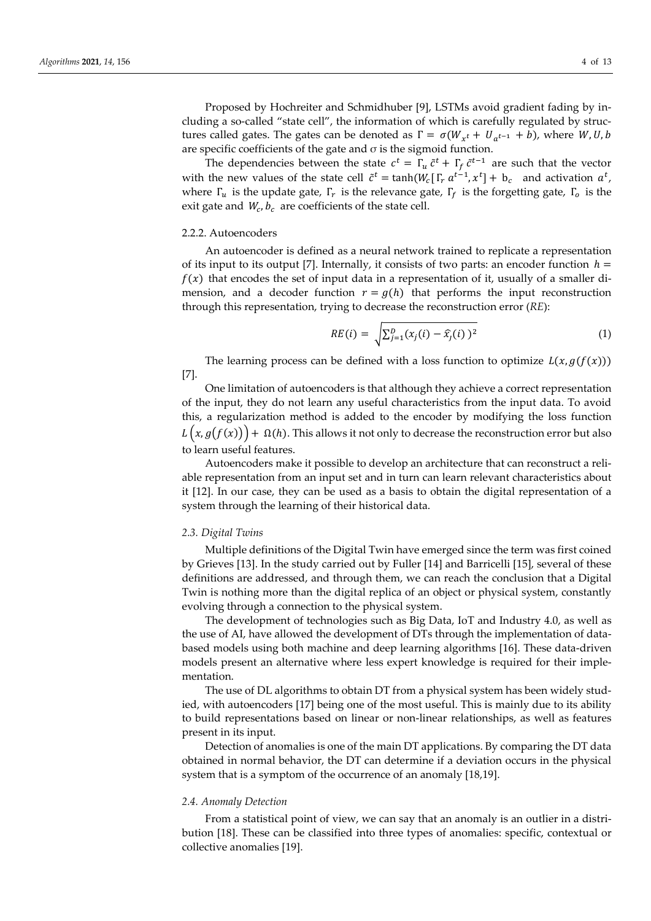Proposed by Hochreiter and Schmidhuber [9], LSTMs avoid gradient fading by including a so-called "state cell", the information of which is carefully regulated by structures called gates. The gates can be denoted as $\Gamma = \sigma(W_{x^t} + U_{a^{t-1}} + b)$, where $W, U, b$ are specific coefficients of the gate and σ is the sigmoid function.

The dependencies between the state $c^t = \Gamma_u \tilde{c}^t + \Gamma_f \tilde{c}^{t-1}$ are such that the vector with the new values of the state cell $\tilde{c}^t = \tanh(W_c[\Gamma_r a^{t-1}, x^t] + b_c$ and activation $a^t$, where $\Gamma_u$ is the update gate, $\Gamma_r$ is the relevance gate, $\Gamma_f$ is the forgetting gate, $\Gamma_o$ is the exit gate and $W_c, b_c$ are coefficients of the state cell.

#### 2.2.2. Autoencoders

An autoencoder is defined as a neural network trained to replicate a representation of its input to its output [7]. Internally, it consists of two parts: an encoder function $h = f(x)$ that encodes the set of input data in a representation of it, usually of a smaller dimension, and a decoder function $r = g(h)$ that performs the input reconstruction through this representation, trying to decrease the reconstruction error (*RE*):

$$RE(i) = \sqrt{\sum_{j=1}^{D} (x_j(i) - \hat{x}_j(i))^2} \tag{1}$$

The learning process can be defined with a loss function to optimize $L(x, g(f(x)))$ [7].

One limitation of autoencoders is that although they achieve a correct representation of the input, they do not learn any useful characteristics from the input data. To avoid this, a regularization method is added to the encoder by modifying the loss function $L\left(x, g\left(f(x)\right)\right) + \Omega(h)$. This allows it not only to decrease the reconstruction error but also to learn useful features.

Autoencoders make it possible to develop an architecture that can reconstruct a reliable representation from an input set and in turn can learn relevant characteristics about it [12]. In our case, they can be used as a basis to obtain the digital representation of a system through the learning of their historical data.

### *2.3. Digital Twins*

Multiple definitions of the Digital Twin have emerged since the term was first coined by Grieves [13]. In the study carried out by Fuller [14] and Barricelli [15], several of these definitions are addressed, and through them, we can reach the conclusion that a Digital Twin is nothing more than the digital replica of an object or physical system, constantly evolving through a connection to the physical system.

The development of technologies such as Big Data, IoT and Industry 4.0, as well as the use of AI, have allowed the development of DTs through the implementation of data-based models using both machine and deep learning algorithms [16]. These data-driven models present an alternative where less expert knowledge is required for their implementation.

The use of DL algorithms to obtain DT from a physical system has been widely studied, with autoencoders [17] being one of the most useful. This is mainly due to its ability to build representations based on linear or non-linear relationships, as well as features present in its input.

Detection of anomalies is one of the main DT applications. By comparing the DT data obtained in normal behavior, the DT can determine if a deviation occurs in the physical system that is a symptom of the occurrence of an anomaly [18,19].

### *2.4. Anomaly Detection*

From a statistical point of view, we can say that an anomaly is an outlier in a distribution [18]. These can be classified into three types of anomalies: specific, contextual or collective anomalies [19].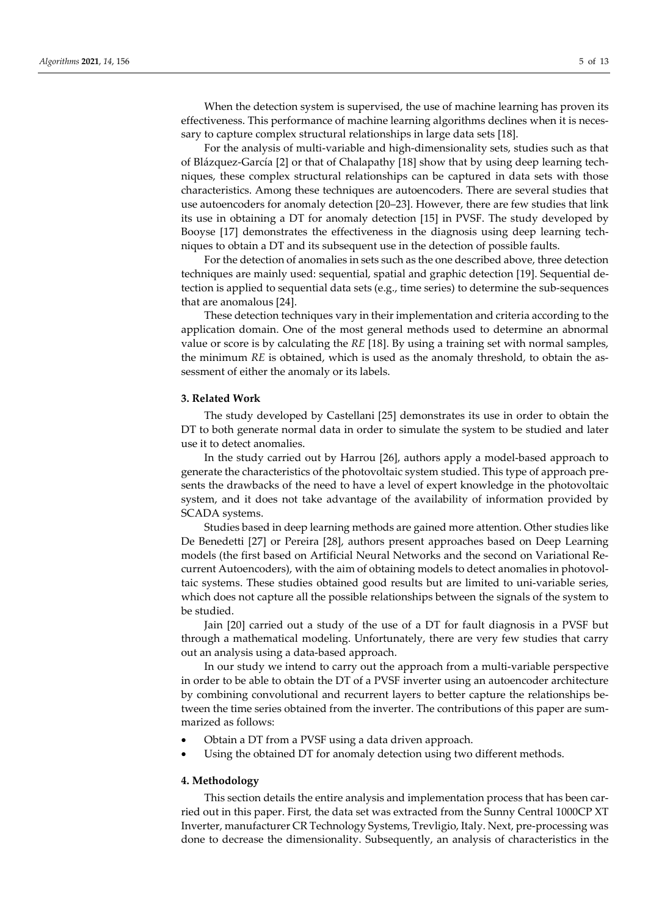When the detection system is supervised, the use of machine learning has proven its effectiveness. This performance of machine learning algorithms declines when it is necessary to capture complex structural relationships in large data sets [18].

For the analysis of multi-variable and high-dimensionality sets, studies such as that of Blázquez-García [2] or that of Chalapathy [18] show that by using deep learning techniques, these complex structural relationships can be captured in data sets with those characteristics. Among these techniques are autoencoders. There are several studies that use autoencoders for anomaly detection [20–23]. However, there are few studies that link its use in obtaining a DT for anomaly detection [15] in PVSF. The study developed by Booyse [17] demonstrates the effectiveness in the diagnosis using deep learning techniques to obtain a DT and its subsequent use in the detection of possible faults.

For the detection of anomalies in sets such as the one described above, three detection techniques are mainly used: sequential, spatial and graphic detection [19]. Sequential detection is applied to sequential data sets (e.g., time series) to determine the sub-sequences that are anomalous [24].

These detection techniques vary in their implementation and criteria according to the application domain. One of the most general methods used to determine an abnormal value or score is by calculating the *RE* [18]. By using a training set with normal samples, the minimum *RE* is obtained, which is used as the anomaly threshold, to obtain the assessment of either the anomaly or its labels.

## 3. Related Work

The study developed by Castellani [25] demonstrates its use in order to obtain the DT to both generate normal data in order to simulate the system to be studied and later use it to detect anomalies.

In the study carried out by Harrou [26], authors apply a model-based approach to generate the characteristics of the photovoltaic system studied. This type of approach presents the drawbacks of the need to have a level of expert knowledge in the photovoltaic system, and it does not take advantage of the availability of information provided by SCADA systems.

Studies based in deep learning methods are gained more attention. Other studies like De Benedetti [27] or Pereira [28], authors present approaches based on Deep Learning models (the first based on Artificial Neural Networks and the second on Variational Recurrent Autoencoders), with the aim of obtaining models to detect anomalies in photovoltaic systems. These studies obtained good results but are limited to uni-variable series, which does not capture all the possible relationships between the signals of the system to be studied.

Jain [20] carried out a study of the use of a DT for fault diagnosis in a PVSF but through a mathematical modeling. Unfortunately, there are very few studies that carry out an analysis using a data-based approach.

In our study we intend to carry out the approach from a multi-variable perspective in order to be able to obtain the DT of a PVSF inverter using an autoencoder architecture by combining convolutional and recurrent layers to better capture the relationships between the time series obtained from the inverter. The contributions of this paper are summarized as follows:

- Obtain a DT from a PVSF using a data driven approach.
- Using the obtained DT for anomaly detection using two different methods.

## 4. Methodology

This section details the entire analysis and implementation process that has been carried out in this paper. First, the data set was extracted from the Sunny Central 1000CP XT Inverter, manufacturer CR Technology Systems, Trevligio, Italy. Next, pre-processing was done to decrease the dimensionality. Subsequently, an analysis of characteristics in the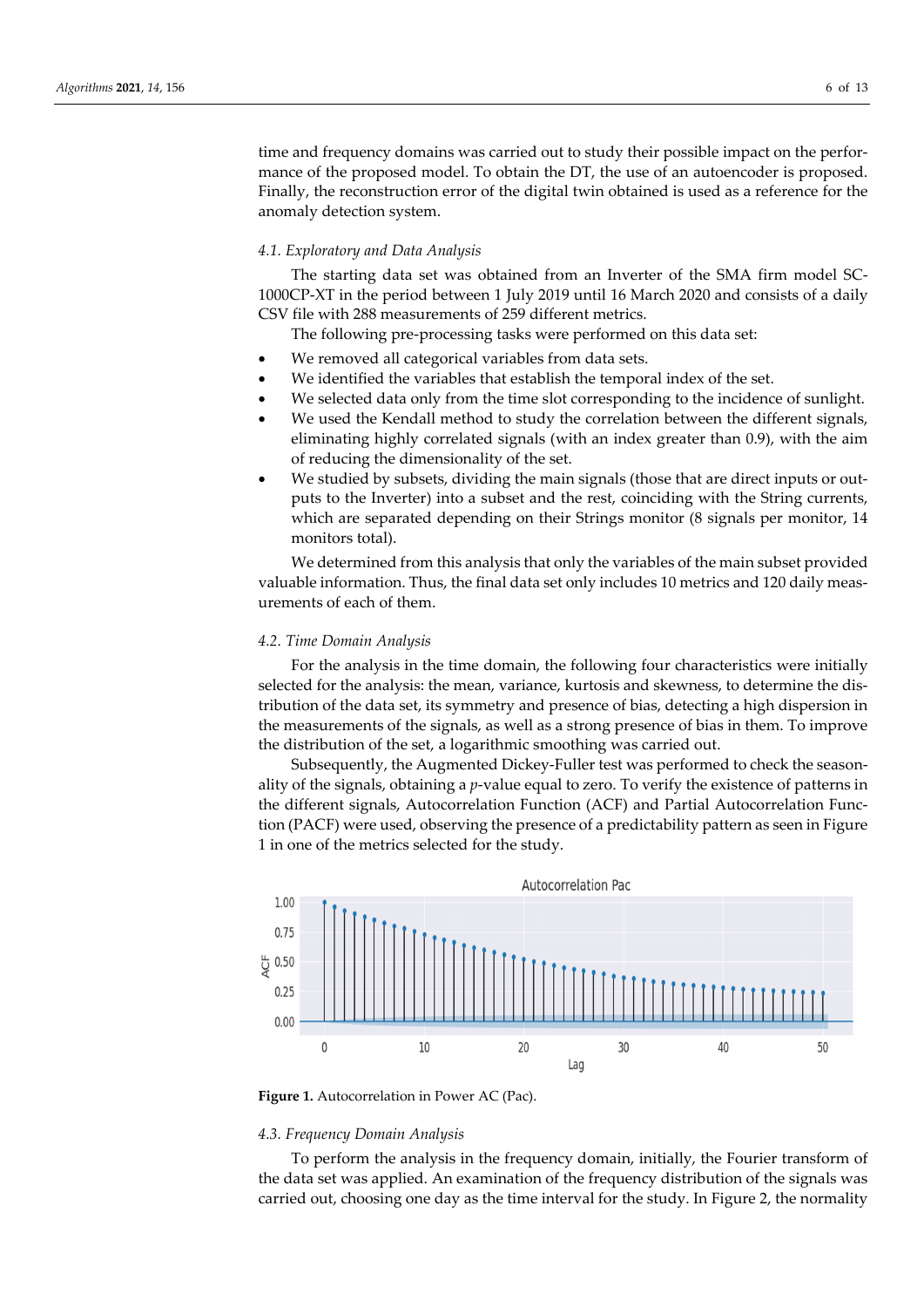time and frequency domains was carried out to study their possible impact on the performance of the proposed model. To obtain the DT, the use of an autoencoder is proposed. Finally, the reconstruction error of the digital twin obtained is used as a reference for the anomaly detection system.

### *4.1. Exploratory and Data Analysis*

The starting data set was obtained from an Inverter of the SMA firm model SC-1000CP-XT in the period between 1 July 2019 until 16 March 2020 and consists of a daily CSV file with 288 measurements of 259 different metrics.

The following pre-processing tasks were performed on this data set:

- We removed all categorical variables from data sets.
- We identified the variables that establish the temporal index of the set.
- We selected data only from the time slot corresponding to the incidence of sunlight.
- We used the Kendall method to study the correlation between the different signals, eliminating highly correlated signals (with an index greater than 0.9), with the aim of reducing the dimensionality of the set.
- We studied by subsets, dividing the main signals (those that are direct inputs or outputs to the Inverter) into a subset and the rest, coinciding with the String currents, which are separated depending on their Strings monitor (8 signals per monitor, 14 monitors total).

We determined from this analysis that only the variables of the main subset provided valuable information. Thus, the final data set only includes 10 metrics and 120 daily measurements of each of them.

### *4.2. Time Domain Analysis*

For the analysis in the time domain, the following four characteristics were initially selected for the analysis: the mean, variance, kurtosis and skewness, to determine the distribution of the data set, its symmetry and presence of bias, detecting a high dispersion in the measurements of the signals, as well as a strong presence of bias in them. To improve the distribution of the set, a logarithmic smoothing was carried out.

Subsequently, the Augmented Dickey-Fuller test was performed to check the seasonality of the signals, obtaining a *p*-value equal to zero. To verify the existence of patterns in the different signals, Autocorrelation Function (ACF) and Partial Autocorrelation Function (PACF) were used, observing the presence of a predictability pattern as seen in Figure 1 in one of the metrics selected for the study.

**Figure 1.** Autocorrelation in Power AC (Pac).

### *4.3. Frequency Domain Analysis*

To perform the analysis in the frequency domain, initially, the Fourier transform of the data set was applied. An examination of the frequency distribution of the signals was carried out, choosing one day as the time interval for the study. In Figure 2, the normality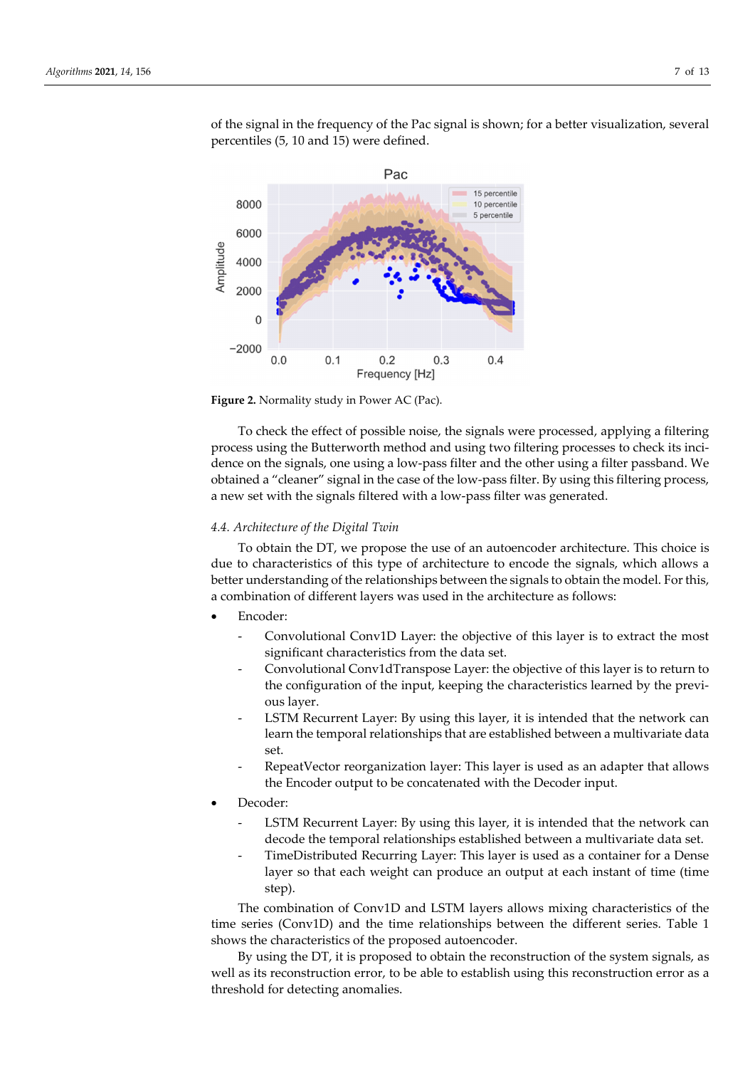of the signal in the frequency of the Pac signal is shown; for a better visualization, several percentiles (5, 10 and 15) were defined.

**Figure 2.** Normality study in Power AC (Pac).

To check the effect of possible noise, the signals were processed, applying a filtering process using the Butterworth method and using two filtering processes to check its incidence on the signals, one using a low-pass filter and the other using a filter passband. We obtained a "cleaner" signal in the case of the low-pass filter. By using this filtering process, a new set with the signals filtered with a low-pass filter was generated.

### *4.4. Architecture of the Digital Twin*

To obtain the DT, we propose the use of an autoencoder architecture. This choice is due to characteristics of this type of architecture to encode the signals, which allows a better understanding of the relationships between the signals to obtain the model. For this, a combination of different layers was used in the architecture as follows:

- Encoder:
  - Convolutional Conv1D Layer: the objective of this layer is to extract the most significant characteristics from the data set.
  - Convolutional Conv1dTranspose Layer: the objective of this layer is to return to the configuration of the input, keeping the characteristics learned by the previous layer.
  - LSTM Recurrent Layer: By using this layer, it is intended that the network can learn the temporal relationships that are established between a multivariate data set.
  - RepeatVector reorganization layer: This layer is used as an adapter that allows the Encoder output to be concatenated with the Decoder input.
- Decoder:
  - LSTM Recurrent Layer: By using this layer, it is intended that the network can decode the temporal relationships established between a multivariate data set.
  - TimeDistributed Recurring Layer: This layer is used as a container for a Dense layer so that each weight can produce an output at each instant of time (time step).

The combination of Conv1D and LSTM layers allows mixing characteristics of the time series (Conv1D) and the time relationships between the different series. Table 1 shows the characteristics of the proposed autoencoder.

By using the DT, it is proposed to obtain the reconstruction of the system signals, as well as its reconstruction error, to be able to establish using this reconstruction error as a threshold for detecting anomalies.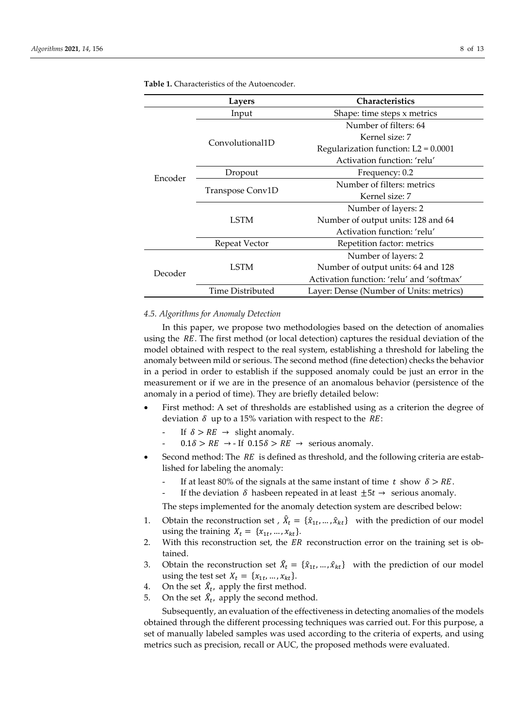**Table 1.** Characteristics of the Autoencoder.

| | Layers | Characteristics |
|---|---|---|
| Encoder | Input | Shape: time steps x metrics |
| | Convolutional1D | Number of filters: 64<br>Kernel size: 7<br>Regularization function: L2 = 0.0001<br>Activation function: 'relu' |
| | Dropout | Frequency: 0.2 |
| | Transpose Conv1D | Number of filters: metrics<br>Kernel size: 7 |
| | LSTM | Number of layers: 2<br>Number of output units: 128 and 64<br>Activation function: 'relu' |
| | Repeat Vector | Repetition factor: metrics |
| Decoder | LSTM | Number of layers: 2<br>Number of output units: 64 and 128<br>Activation function: 'relu' and 'softmax' |
| | Time Distributed | Layer: Dense (Number of Units: metrics) |

### *4.5. Algorithms for Anomaly Detection*

In this paper, we propose two methodologies based on the detection of anomalies using the $RE$. The first method (or local detection) captures the residual deviation of the model obtained with respect to the real system, establishing a threshold for labeling the anomaly between mild or serious. The second method (fine detection) checks the behavior in a period in order to establish if the supposed anomaly could be just an error in the measurement or if we are in the presence of an anomalous behavior (persistence of the anomaly in a period of time). They are briefly detailed below:

- First method: A set of thresholds are established using as a criterion the degree of deviation $\delta$ up to a 15% variation with respect to the $RE$:
  - If $\delta > RE \rightarrow$ slight anomaly.
  - $0.1\delta > RE \rightarrow$ - If $0.15\delta > RE \rightarrow$ serious anomaly.
- Second method: The $RE$ is defined as threshold, and the following criteria are established for labeling the anomaly:
  - If at least 80% of the signals at the same instant of time $t$ show $\delta > RE$.
  - If the deviation $\delta$ hasbeen repeated in at least $\pm 5t \rightarrow$ serious anomaly.

The steps implemented for the anomaly detection system are described below:

1. Obtain the reconstruction set , $\hat{X}_t = \{\hat{x}_{1t}, \ldots, \hat{x}_{kt}\}$ with the prediction of our model using the training $X_t = \{x_{1t}, \ldots, x_{kt}\}$.
2. With this reconstruction set, the $ER$ reconstruction error on the training set is obtained.
3. Obtain the reconstruction set $\hat{X}_t = \{\hat{x}_{1t}, \ldots, \hat{x}_{kt}\}$ with the prediction of our model using the test set $X_t = \{x_{1t}, \ldots, x_{kt}\}$.
4. On the set $\hat{X}_t$, apply the first method.
5. On the set $\hat{X}_t$, apply the second method.

Subsequently, an evaluation of the effectiveness in detecting anomalies of the models obtained through the different processing techniques was carried out. For this purpose, a set of manually labeled samples was used according to the criteria of experts, and using metrics such as precision, recall or AUC, the proposed methods were evaluated.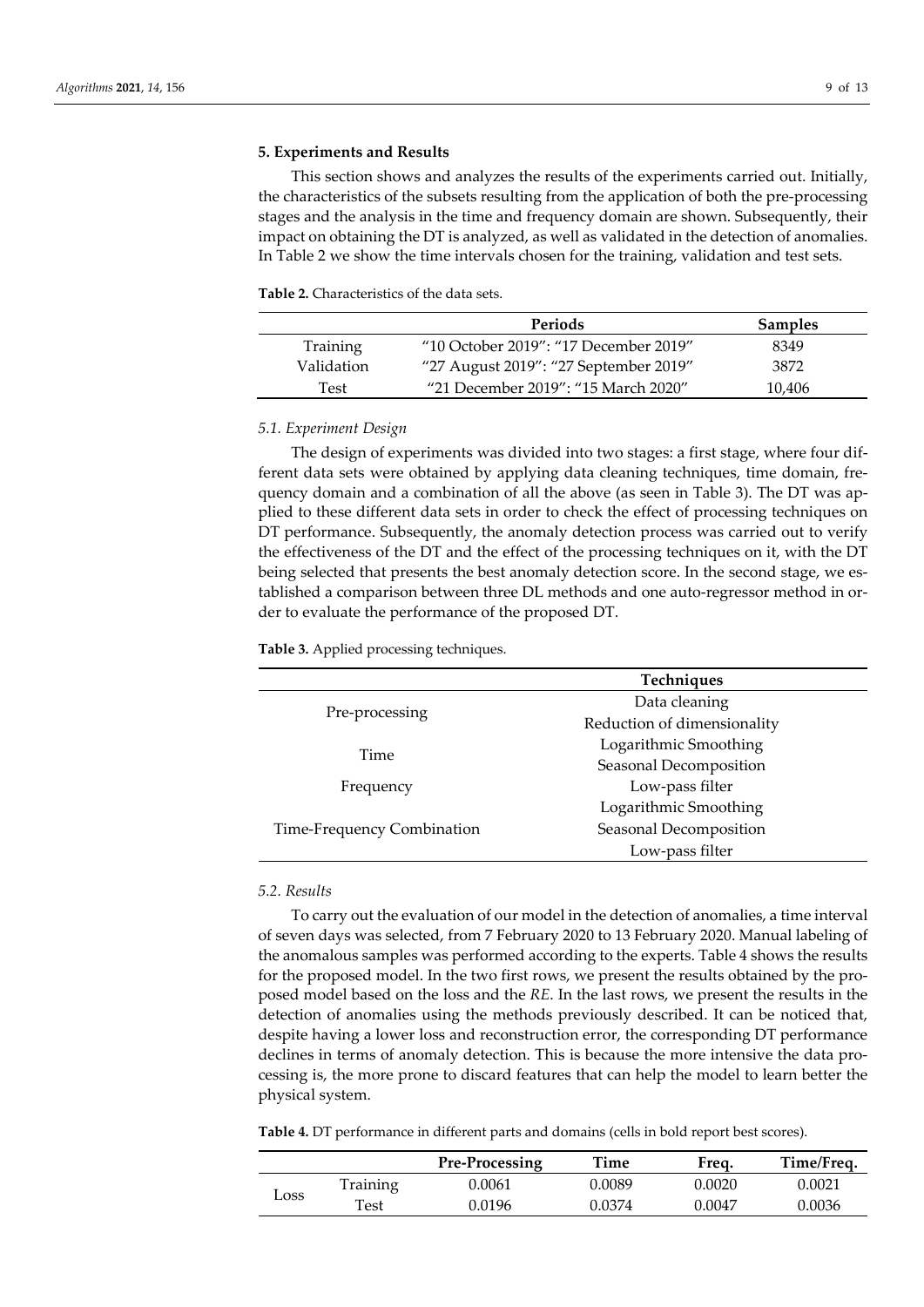## 5. Experiments and Results

This section shows and analyzes the results of the experiments carried out. Initially, the characteristics of the subsets resulting from the application of both the pre-processing stages and the analysis in the time and frequency domain are shown. Subsequently, their impact on obtaining the DT is analyzed, as well as validated in the detection of anomalies. In Table 2 we show the time intervals chosen for the training, validation and test sets.

**Table 2.** Characteristics of the data sets.

| | Periods | Samples |
|---|---|---|
| Training | "10 October 2019": "17 December 2019" | 8349 |
| Validation | "27 August 2019": "27 September 2019" | 3872 |
| Test | "21 December 2019": "15 March 2020" | 10,406 |

### 5.1. Experiment Design

The design of experiments was divided into two stages: a first stage, where four different data sets were obtained by applying data cleaning techniques, time domain, frequency domain and a combination of all the above (as seen in Table 3). The DT was applied to these different data sets in order to check the effect of processing techniques on DT performance. Subsequently, the anomaly detection process was carried out to verify the effectiveness of the DT and the effect of the processing techniques on it, with the DT being selected that presents the best anomaly detection score. In the second stage, we established a comparison between three DL methods and one auto-regressor method in order to evaluate the performance of the proposed DT.

**Table 3.** Applied processing techniques.

| | Techniques |
|---|---|
| Pre-processing | Data cleaning |
| | Reduction of dimensionality |
| Time | Logarithmic Smoothing |
| | Seasonal Decomposition |
| Frequency | Low-pass filter |
| Time-Frequency Combination | Logarithmic Smoothing |
| | Seasonal Decomposition |
| | Low-pass filter |

### 5.2. Results

To carry out the evaluation of our model in the detection of anomalies, a time interval of seven days was selected, from 7 February 2020 to 13 February 2020. Manual labeling of the anomalous samples was performed according to the experts. Table 4 shows the results for the proposed model. In the two first rows, we present the results obtained by the proposed model based on the loss and the *RE*. In the last rows, we present the results in the detection of anomalies using the methods previously described. It can be noticed that, despite having a lower loss and reconstruction error, the corresponding DT performance declines in terms of anomaly detection. This is because the more intensive the data processing is, the more prone to discard features that can help the model to learn better the physical system.

**Table 4.** DT performance in different parts and domains (cells in bold report best scores).

| | | Pre-Processing | Time | Freq. | Time/Freq. |
|---|---|---|---|---|---|
| Loss | Training | 0.0061 | 0.0089 | 0.0020 | 0.0021 |
| | Test | 0.0196 | 0.0374 | 0.0047 | 0.0036 |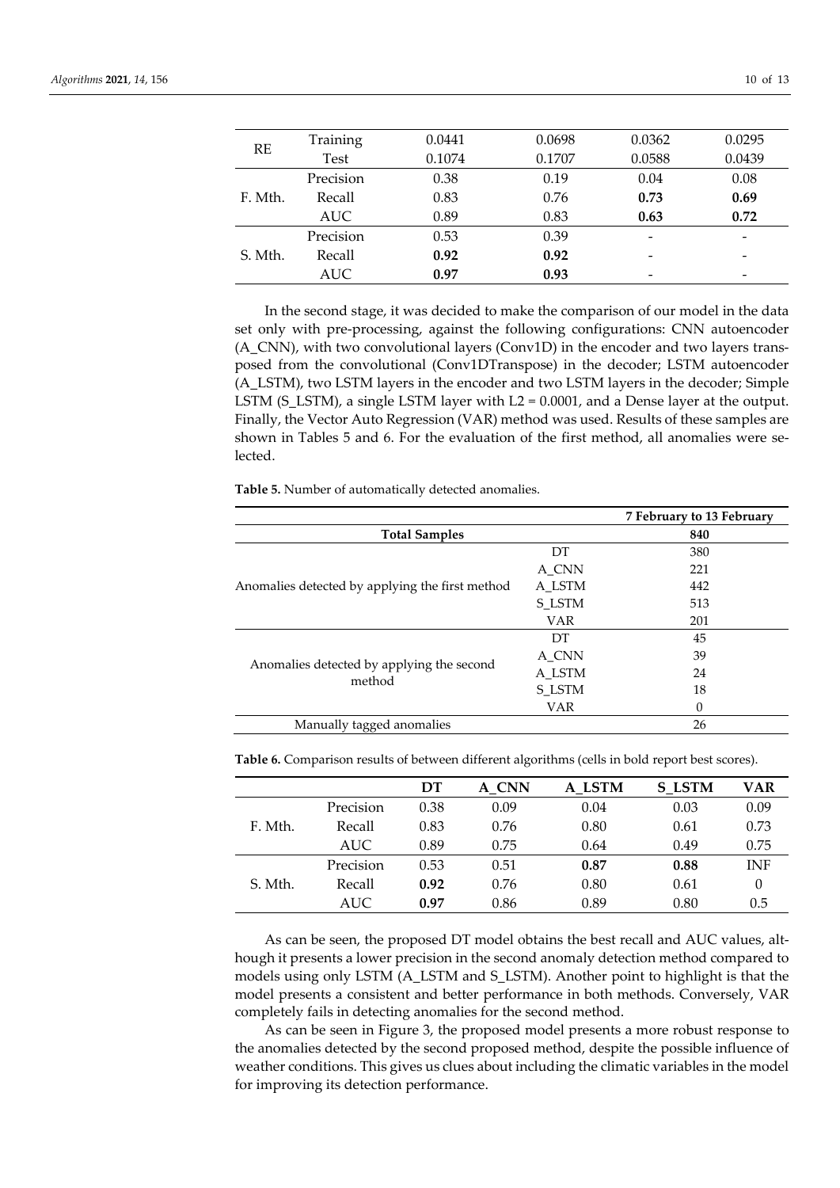| | | | | | |
|---|---|---|---|---|---|
| RE | Training | 0.0441 | 0.0698 | 0.0362 | 0.0295 |
| | Test | 0.1074 | 0.1707 | 0.0588 | 0.0439 |
| F. Mth. | Precision | 0.38 | 0.19 | 0.04 | 0.08 |
| | Recall | 0.83 | 0.76 | **0.73** | **0.69** |
| | AUC | 0.89 | 0.83 | **0.63** | **0.72** |
| S. Mth. | Precision | 0.53 | 0.39 | - | - |
| | Recall | **0.92** | **0.92** | - | - |
| | AUC | **0.97** | **0.93** | - | - |

In the second stage, it was decided to make the comparison of our model in the data set only with pre-processing, against the following configurations: CNN autoencoder (A_CNN), with two convolutional layers (Conv1D) in the encoder and two layers transposed from the convolutional (Conv1DTranspose) in the decoder; LSTM autoencoder (A_LSTM), two LSTM layers in the encoder and two LSTM layers in the decoder; Simple LSTM (S_LSTM), a single LSTM layer with L2 = 0.0001, and a Dense layer at the output. Finally, the Vector Auto Regression (VAR) method was used. Results of these samples are shown in Tables 5 and 6. For the evaluation of the first method, all anomalies were selected.

**Table 5.** Number of automatically detected anomalies.

| | | 7 February to 13 February |
|---|---|---|
| **Total Samples** | | **840** |
| Anomalies detected by applying the first method | DT | 380 |
| | A_CNN | 221 |
| | A_LSTM | 442 |
| | S_LSTM | 513 |
| | VAR | 201 |
| Anomalies detected by applying the second method | DT | 45 |
| | A_CNN | 39 |
| | A_LSTM | 24 |
| | S_LSTM | 18 |
| | VAR | 0 |
| Manually tagged anomalies | | 26 |

**Table 6.** Comparison results of between different algorithms (cells in bold report best scores).

| | | DT | A_CNN | A_LSTM | S_LSTM | VAR |
|---|---|---|---|---|---|---|
| F. Mth. | Precision | 0.38 | 0.09 | 0.04 | 0.03 | 0.09 |
| | Recall | 0.83 | 0.76 | 0.80 | 0.61 | 0.73 |
| | AUC | 0.89 | 0.75 | 0.64 | 0.49 | 0.75 |
| S. Mth. | Precision | 0.53 | 0.51 | **0.87** | **0.88** | INF |
| | Recall | **0.92** | 0.76 | 0.80 | 0.61 | 0 |
| | AUC | **0.97** | 0.86 | 0.89 | 0.80 | 0.5 |

As can be seen, the proposed DT model obtains the best recall and AUC values, although it presents a lower precision in the second anomaly detection method compared to models using only LSTM (A_LSTM and S_LSTM). Another point to highlight is that the model presents a consistent and better performance in both methods. Conversely, VAR completely fails in detecting anomalies for the second method.

As can be seen in Figure 3, the proposed model presents a more robust response to the anomalies detected by the second proposed method, despite the possible influence of weather conditions. This gives us clues about including the climatic variables in the model for improving its detection performance.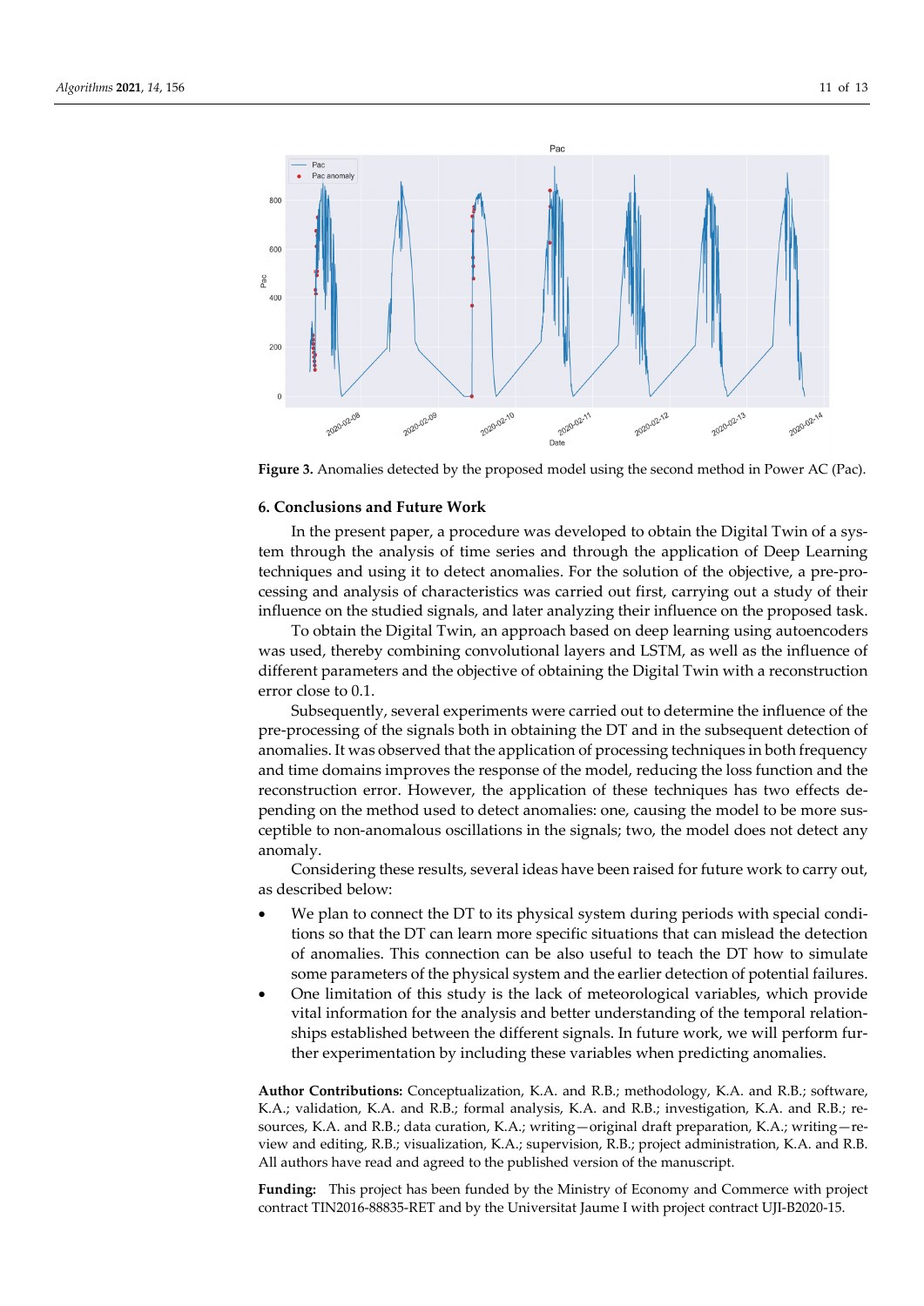**Figure 3.** Anomalies detected by the proposed model using the second method in Power AC (Pac).

## 6. Conclusions and Future Work

In the present paper, a procedure was developed to obtain the Digital Twin of a system through the analysis of time series and through the application of Deep Learning techniques and using it to detect anomalies. For the solution of the objective, a pre-processing and analysis of characteristics was carried out first, carrying out a study of their influence on the studied signals, and later analyzing their influence on the proposed task.

To obtain the Digital Twin, an approach based on deep learning using autoencoders was used, thereby combining convolutional layers and LSTM, as well as the influence of different parameters and the objective of obtaining the Digital Twin with a reconstruction error close to 0.1.

Subsequently, several experiments were carried out to determine the influence of the pre-processing of the signals both in obtaining the DT and in the subsequent detection of anomalies. It was observed that the application of processing techniques in both frequency and time domains improves the response of the model, reducing the loss function and the reconstruction error. However, the application of these techniques has two effects depending on the method used to detect anomalies: one, causing the model to be more susceptible to non-anomalous oscillations in the signals; two, the model does not detect any anomaly.

Considering these results, several ideas have been raised for future work to carry out, as described below:

- We plan to connect the DT to its physical system during periods with special conditions so that the DT can learn more specific situations that can mislead the detection of anomalies. This connection can be also useful to teach the DT how to simulate some parameters of the physical system and the earlier detection of potential failures.
- One limitation of this study is the lack of meteorological variables, which provide vital information for the analysis and better understanding of the temporal relationships established between the different signals. In future work, we will perform further experimentation by including these variables when predicting anomalies.

**Author Contributions:** Conceptualization, K.A. and R.B.; methodology, K.A. and R.B.; software, K.A.; validation, K.A. and R.B.; formal analysis, K.A. and R.B.; investigation, K.A. and R.B.; resources, K.A. and R.B.; data curation, K.A.; writing—original draft preparation, K.A.; writing—review and editing, R.B.; visualization, K.A.; supervision, R.B.; project administration, K.A. and R.B. All authors have read and agreed to the published version of the manuscript.

**Funding:** This project has been funded by the Ministry of Economy and Commerce with project contract TIN2016-88835-RET and by the Universitat Jaume I with project contract UJI-B2020-15.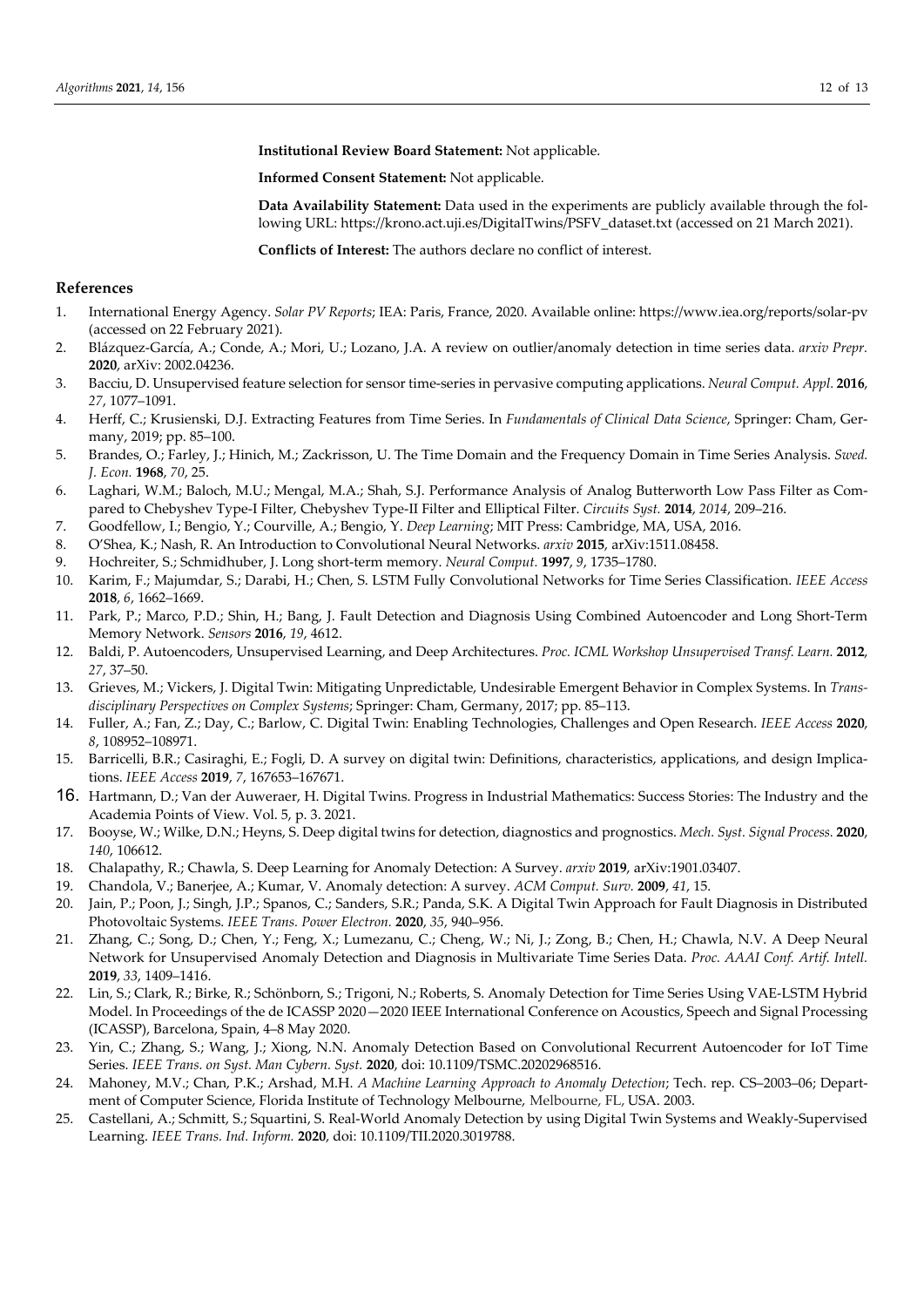**Institutional Review Board Statement:** Not applicable.

**Informed Consent Statement:** Not applicable.

**Data Availability Statement:** Data used in the experiments are publicly available through the following URL: https://krono.act.uji.es/DigitalTwins/PSFV_dataset.txt (accessed on 21 March 2021).

**Conflicts of Interest:** The authors declare no conflict of interest.

## References

1. International Energy Agency. *Solar PV Reports*; IEA: Paris, France, 2020. Available online: https://www.iea.org/reports/solar-pv (accessed on 22 February 2021).
2. Blázquez-García, A.; Conde, A.; Mori, U.; Lozano, J.A. A review on outlier/anomaly detection in time series data. *arxiv Prepr.* **2020**, arXiv: 2002.04236.
3. Bacciu, D. Unsupervised feature selection for sensor time-series in pervasive computing applications. *Neural Comput. Appl.* **2016**, *27*, 1077–1091.
4. Herff, C.; Krusienski, D.J. Extracting Features from Time Series. In *Fundamentals of Clinical Data Science*, Springer: Cham, Germany, 2019; pp. 85–100.
5. Brandes, O.; Farley, J.; Hinich, M.; Zackrisson, U. The Time Domain and the Frequency Domain in Time Series Analysis. *Swed. J. Econ.* **1968**, *70*, 25.
6. Laghari, W.M.; Baloch, M.U.; Mengal, M.A.; Shah, S.J. Performance Analysis of Analog Butterworth Low Pass Filter as Compared to Chebyshev Type-I Filter, Chebyshev Type-II Filter and Elliptical Filter. *Circuits Syst.* **2014**, *2014*, 209–216.
7. Goodfellow, I.; Bengio, Y.; Courville, A.; Bengio, Y. *Deep Learning*; MIT Press: Cambridge, MA, USA, 2016.
8. O'Shea, K.; Nash, R. An Introduction to Convolutional Neural Networks. *arxiv* **2015**, arXiv:1511.08458.
9. Hochreiter, S.; Schmidhuber, J. Long short-term memory. *Neural Comput.* **1997**, *9*, 1735–1780.
10. Karim, F.; Majumdar, S.; Darabi, H.; Chen, S. LSTM Fully Convolutional Networks for Time Series Classification. *IEEE Access* **2018**, *6*, 1662–1669.
11. Park, P.; Marco, P.D.; Shin, H.; Bang, J. Fault Detection and Diagnosis Using Combined Autoencoder and Long Short-Term Memory Network. *Sensors* **2016**, *19*, 4612.
12. Baldi, P. Autoencoders, Unsupervised Learning, and Deep Architectures. *Proc. ICML Workshop Unsupervised Transf. Learn.* **2012**, *27*, 37–50.
13. Grieves, M.; Vickers, J. Digital Twin: Mitigating Unpredictable, Undesirable Emergent Behavior in Complex Systems. In *Transdisciplinary Perspectives on Complex Systems*; Springer: Cham, Germany, 2017; pp. 85–113.
14. Fuller, A.; Fan, Z.; Day, C.; Barlow, C. Digital Twin: Enabling Technologies, Challenges and Open Research. *IEEE Access* **2020**, *8*, 108952–108971.
15. Barricelli, B.R.; Casiraghi, E.; Fogli, D. A survey on digital twin: Definitions, characteristics, applications, and design Implications. *IEEE Access* **2019**, *7*, 167653–167671.
16. Hartmann, D.; Van der Auweraer, H. Digital Twins. Progress in Industrial Mathematics: Success Stories: The Industry and the Academia Points of View. Vol. 5, p. 3. 2021.
17. Booyse, W.; Wilke, D.N.; Heyns, S. Deep digital twins for detection, diagnostics and prognostics. *Mech. Syst. Signal Process.* **2020**, *140*, 106612.
18. Chalapathy, R.; Chawla, S. Deep Learning for Anomaly Detection: A Survey. *arxiv* **2019**, arXiv:1901.03407.
19. Chandola, V.; Banerjee, A.; Kumar, V. Anomaly detection: A survey. *ACM Comput. Surv.* **2009**, *41*, 15.
20. Jain, P.; Poon, J.; Singh, J.P.; Spanos, C.; Sanders, S.R.; Panda, S.K. A Digital Twin Approach for Fault Diagnosis in Distributed Photovoltaic Systems. *IEEE Trans. Power Electron.* **2020**, *35*, 940–956.
21. Zhang, C.; Song, D.; Chen, Y.; Feng, X.; Lumezanu, C.; Cheng, W.; Ni, J.; Zong, B.; Chen, H.; Chawla, N.V. A Deep Neural Network for Unsupervised Anomaly Detection and Diagnosis in Multivariate Time Series Data. *Proc. AAAI Conf. Artif. Intell.* **2019**, *33*, 1409–1416.
22. Lin, S.; Clark, R.; Birke, R.; Schönborn, S.; Trigoni, N.; Roberts, S. Anomaly Detection for Time Series Using VAE-LSTM Hybrid Model. In Proceedings of the de ICASSP 2020—2020 IEEE International Conference on Acoustics, Speech and Signal Processing (ICASSP), Barcelona, Spain, 4–8 May 2020.
23. Yin, C.; Zhang, S.; Wang, J.; Xiong, N.N. Anomaly Detection Based on Convolutional Recurrent Autoencoder for IoT Time Series. *IEEE Trans. on Syst. Man Cybern. Syst.* **2020**, doi: 10.1109/TSMC.20202968516.
24. Mahoney, M.V.; Chan, P.K.; Arshad, M.H. *A Machine Learning Approach to Anomaly Detection*; Tech. rep. CS–2003–06; Department of Computer Science, Florida Institute of Technology Melbourne, Melbourne, FL, USA. 2003.
25. Castellani, A.; Schmitt, S.; Squartini, S. Real-World Anomaly Detection by using Digital Twin Systems and Weakly-Supervised Learning. *IEEE Trans. Ind. Inform.* **2020**, doi: 10.1109/TII.2020.3019788.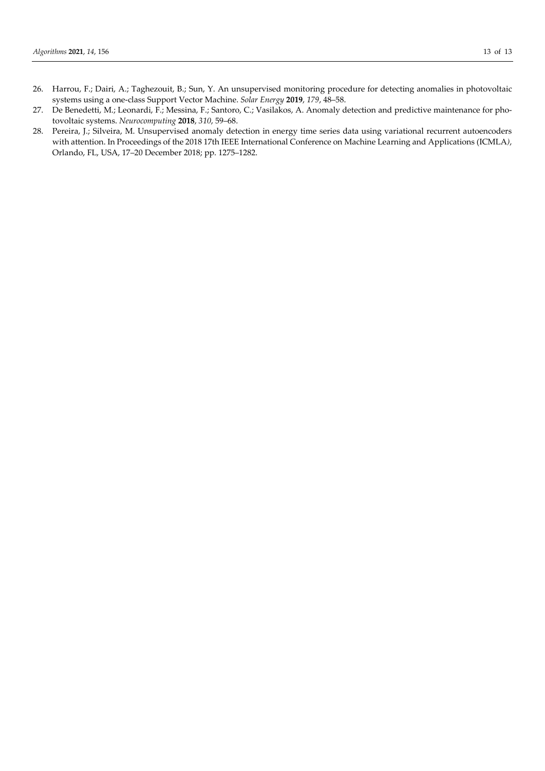26. Harrou, F.; Dairi, A.; Taghezouit, B.; Sun, Y. An unsupervised monitoring procedure for detecting anomalies in photovoltaic systems using a one-class Support Vector Machine. *Solar Energy* **2019**, *179*, 48–58.
27. De Benedetti, M.; Leonardi, F.; Messina, F.; Santoro, C.; Vasilakos, A. Anomaly detection and predictive maintenance for photovoltaic systems. *Neurocomputing* **2018**, *310*, 59–68.
28. Pereira, J.; Silveira, M. Unsupervised anomaly detection in energy time series data using variational recurrent autoencoders with attention. In Proceedings of the 2018 17th IEEE International Conference on Machine Learning and Applications (ICMLA), Orlando, FL, USA, 17–20 December 2018; pp. 1275–1282.